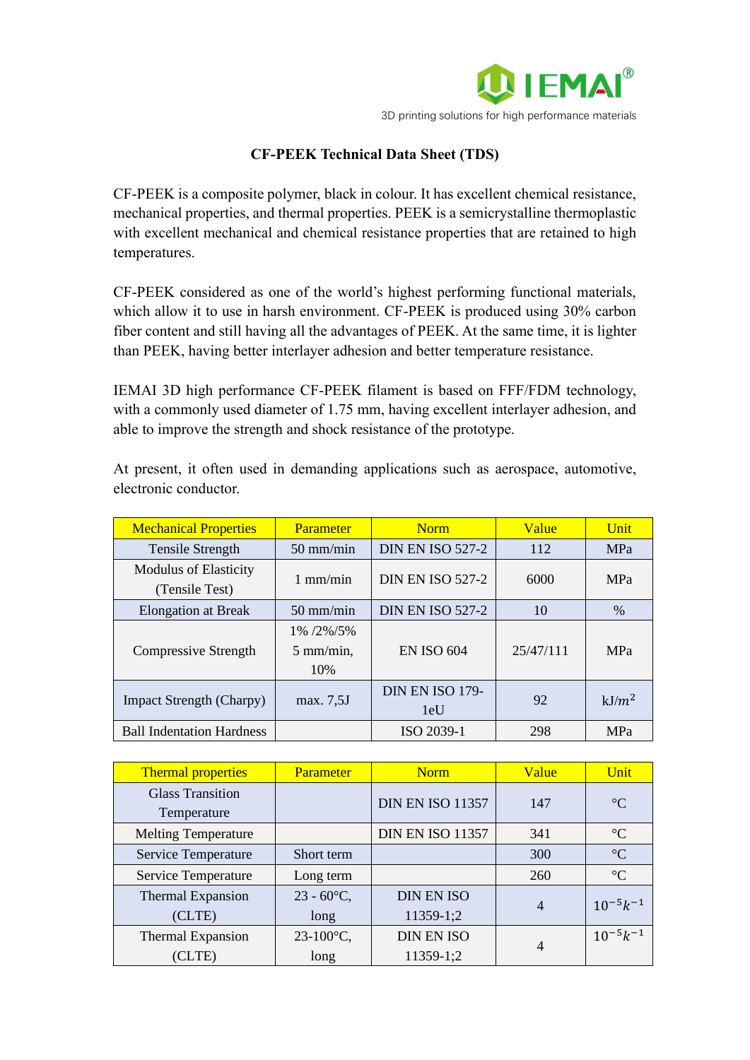# CF-PEEK Technical Data Sheet (TDS)

CF-PEEK is a composite polymer, black in colour. It has excellent chemical resistance, mechanical properties, and thermal properties. PEEK is a semicrystalline thermoplastic with excellent mechanical and chemical resistance properties that are retained to high temperatures.

CF-PEEK considered as one of the world's highest performing functional materials, which allow it to use in harsh environment. CF-PEEK is produced using 30% carbon fiber content and still having all the advantages of PEEK. At the same time, it is lighter than PEEK, having better interlayer adhesion and better temperature resistance.

IEMAI 3D high performance CF-PEEK filament is based on FFF/FDM technology, with a commonly used diameter of 1.75 mm, having excellent interlayer adhesion, and able to improve the strength and shock resistance of the prototype.

At present, it often used in demanding applications such as aerospace, automotive, electronic conductor.

| Mechanical Properties | Parameter | Norm | Value | Unit |
|---|---|---|---|---|
| Tensile Strength | 50 mm/min | DIN EN ISO 527-2 | 112 | MPa |
| Modulus of Elasticity (Tensile Test) | 1 mm/min | DIN EN ISO 527-2 | 6000 | MPa |
| Elongation at Break | 50 mm/min | DIN EN ISO 527-2 | 10 | % |
| Compressive Strength | 1% /2%/5% 5 mm/min, 10% | EN ISO 604 | 25/47/111 | MPa |
| Impact Strength (Charpy) | max. 7,5J | DIN EN ISO 179-1eU | 92 | kJ/$m^2$ |
| Ball Indentation Hardness | | ISO 2039-1 | 298 | MPa |

| Thermal properties | Parameter | Norm | Value | Unit |
|---|---|---|---|---|
| Glass Transition Temperature | | DIN EN ISO 11357 | 147 | °C |
| Melting Temperature | | DIN EN ISO 11357 | 341 | °C |
| Service Temperature | Short term | | 300 | °C |
| Service Temperature | Long term | | 260 | °C |
| Thermal Expansion (CLTE) | 23 - 60°C, long | DIN EN ISO 11359-1;2 | 4 | $10^{-5}k^{-1}$ |
| Thermal Expansion (CLTE) | 23-100°C, long | DIN EN ISO 11359-1;2 | 4 | $10^{-5}k^{-1}$ |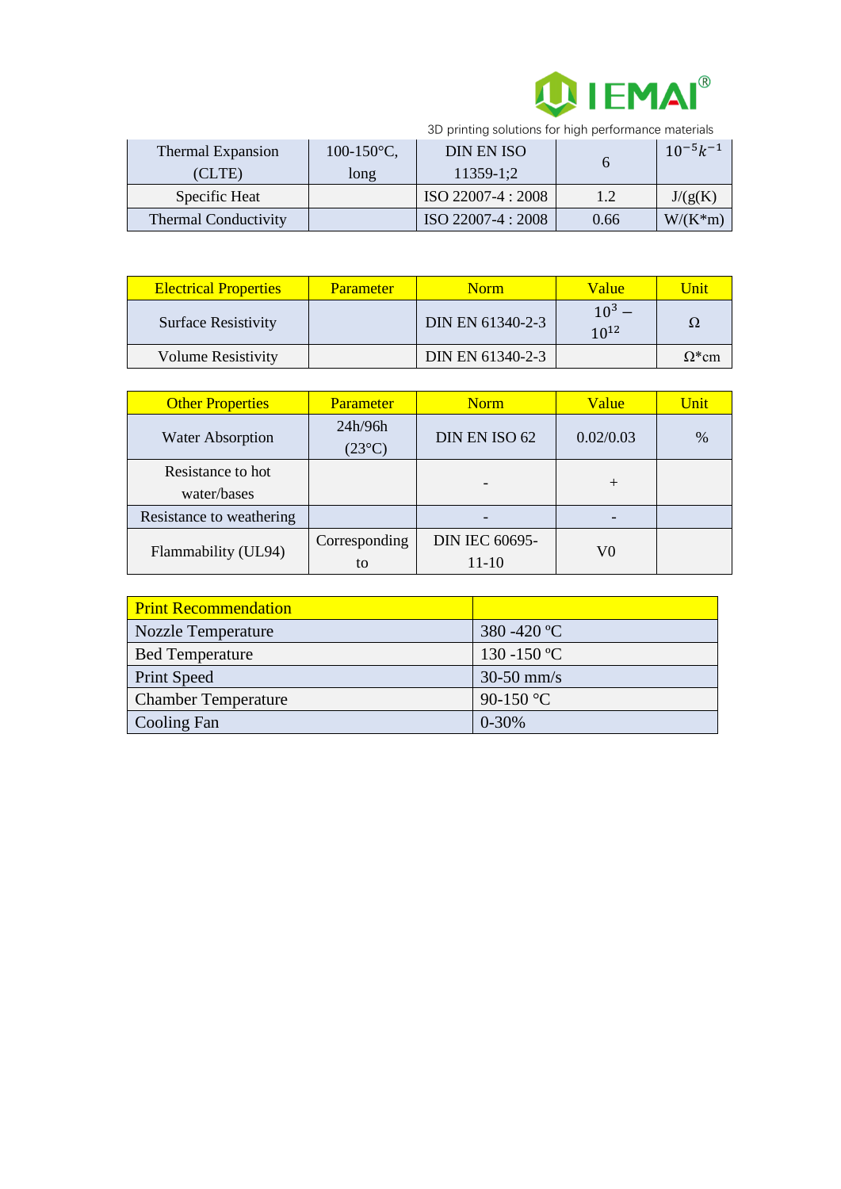| | | | | |
|---|---|---|---|---|
| Thermal Expansion (CLTE) | 100-150°C, long | DIN EN ISO 11359-1;2 | 6 | $10^{-5}k^{-1}$ |
| Specific Heat | | ISO 22007-4 : 2008 | 1.2 | J/(g(K) |
| Thermal Conductivity | | ISO 22007-4 : 2008 | 0.66 | W/(K*m) |

| Electrical Properties | Parameter | Norm | Value | Unit |
|---|---|---|---|---|
| Surface Resistivity | | DIN EN 61340-2-3 | $10^{3}-10^{12}$ | Ω |
| Volume Resistivity | | DIN EN 61340-2-3 | | Ω*cm |

| Other Properties | Parameter | Norm | Value | Unit |
|---|---|---|---|---|
| Water Absorption | 24h/96h (23°C) | DIN EN ISO 62 | 0.02/0.03 | % |
| Resistance to hot water/bases | | - | + | |
| Resistance to weathering | | - | - | |
| Flammability (UL94) | Corresponding to | DIN IEC 60695-11-10 | V0 | |

| Print Recommendation | |
|---|---|
| Nozzle Temperature | 380 -420 ºC |
| Bed Temperature | 130 -150 ºC |
| Print Speed | 30-50 mm/s |
| Chamber Temperature | 90-150 °C |
| Cooling Fan | 0-30% |